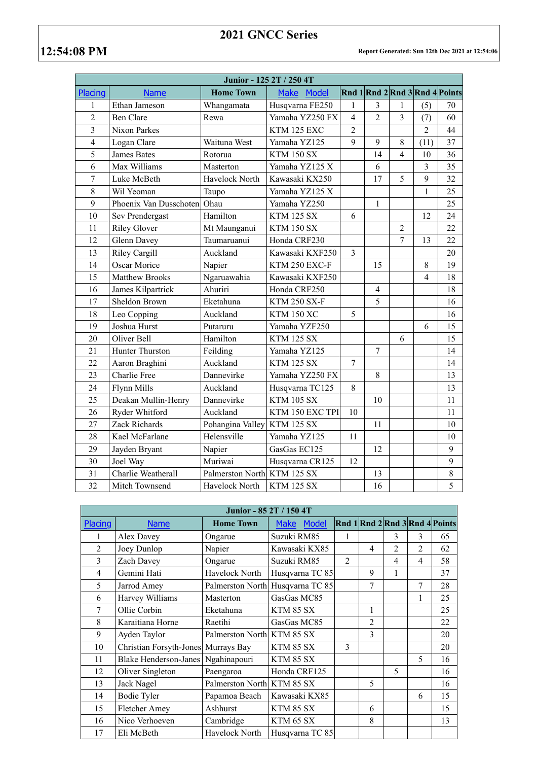# 2021 GNCC Series

**12:54:08 PM**

**Report Generated: Sun 12th Dec 2021 at 12:54:06**

| Junior - 125 2T / 250 4T | | | | | | | | |
|---|---|---|---|---|---|---|---|---|
| Placing | Name | Home Town | Make Model | Rnd 1 | Rnd 2 | Rnd 3 | Rnd 4 | Points |
| 1 | Ethan Jameson | Whangamata | Husqvarna FE250 | 1 | 3 | 1 | (5) | 70 |
| 2 | Ben Clare | Rewa | Yamaha YZ250 FX | 4 | 2 | 3 | (7) | 60 |
| 3 | Nixon Parkes | | KTM 125 EXC | 2 | | | 2 | 44 |
| 4 | Logan Clare | Waituna West | Yamaha YZ125 | 9 | 9 | 8 | (11) | 37 |
| 5 | James Bates | Rotorua | KTM 150 SX | | 14 | 4 | 10 | 36 |
| 6 | Max Williams | Masterton | Yamaha YZ125 X | | 6 | | 3 | 35 |
| 7 | Luke McBeth | Havelock North | Kawasaki KX250 | | 17 | 5 | 9 | 32 |
| 8 | Wil Yeoman | Taupo | Yamaha YZ125 X | | | | 1 | 25 |
| 9 | Phoenix Van Dusschoten | Ohau | Yamaha YZ250 | | 1 | | | 25 |
| 10 | Sev Prendergast | Hamilton | KTM 125 SX | 6 | | | 12 | 24 |
| 11 | Riley Glover | Mt Maunganui | KTM 150 SX | | | 2 | | 22 |
| 12 | Glenn Davey | Taumaruanui | Honda CRF230 | | | 7 | 13 | 22 |
| 13 | Riley Cargill | Auckland | Kawasaki KXF250 | 3 | | | | 20 |
| 14 | Oscar Morice | Napier | KTM 250 EXC-F | | 15 | | 8 | 19 |
| 15 | Matthew Brooks | Ngaruawahia | Kawasaki KXF250 | | | | 4 | 18 |
| 16 | James Kilpartrick | Ahuriri | Honda CRF250 | | 4 | | | 18 |
| 17 | Sheldon Brown | Eketahuna | KTM 250 SX-F | | 5 | | | 16 |
| 18 | Leo Copping | Auckland | KTM 150 XC | 5 | | | | 16 |
| 19 | Joshua Hurst | Putaruru | Yamaha YZF250 | | | | 6 | 15 |
| 20 | Oliver Bell | Hamilton | KTM 125 SX | | | 6 | | 15 |
| 21 | Hunter Thurston | Feilding | Yamaha YZ125 | | 7 | | | 14 |
| 22 | Aaron Braghini | Auckland | KTM 125 SX | 7 | | | | 14 |
| 23 | Charlie Free | Dannevirke | Yamaha YZ250 FX | | 8 | | | 13 |
| 24 | Flynn Mills | Auckland | Husqvarna TC125 | 8 | | | | 13 |
| 25 | Deakan Mullin-Henry | Dannevirke | KTM 105 SX | | 10 | | | 11 |
| 26 | Ryder Whitford | Auckland | KTM 150 EXC TPI | 10 | | | | 11 |
| 27 | Zack Richards | Pohangina Valley | KTM 125 SX | | 11 | | | 10 |
| 28 | Kael McFarlane | Helensville | Yamaha YZ125 | 11 | | | | 10 |
| 29 | Jayden Bryant | Napier | GasGas EC125 | | 12 | | | 9 |
| 30 | Joel Way | Muriwai | Husqvarna CR125 | 12 | | | | 9 |
| 31 | Charlie Weatherall | Palmerston North | KTM 125 SX | | 13 | | | 8 |
| 32 | Mitch Townsend | Havelock North | KTM 125 SX | | 16 | | | 5 |

| Junior - 85 2T / 150 4T | | | | | | | | |
|---|---|---|---|---|---|---|---|---|
| Placing | Name | Home Town | Make Model | Rnd 1 | Rnd 2 | Rnd 3 | Rnd 4 | Points |
| 1 | Alex Davey | Ongarue | Suzuki RM85 | 1 | | 3 | 3 | 65 |
| 2 | Joey Dunlop | Napier | Kawasaki KX85 | | 4 | 2 | 2 | 62 |
| 3 | Zach Davey | Ongarue | Suzuki RM85 | 2 | | 4 | 4 | 58 |
| 4 | Gemini Hati | Havelock North | Husqvarna TC 85 | | 9 | 1 | | 37 |
| 5 | Jarrod Amey | Palmerston North | Husqvarna TC 85 | | 7 | | 7 | 28 |
| 6 | Harvey Williams | Masterton | GasGas MC85 | | | | 1 | 25 |
| 7 | Ollie Corbin | Eketahuna | KTM 85 SX | | 1 | | | 25 |
| 8 | Karaitiana Horne | Raetihi | GasGas MC85 | | 2 | | | 22 |
| 9 | Ayden Taylor | Palmerston North | KTM 85 SX | | 3 | | | 20 |
| 10 | Christian Forsyth-Jones | Murrays Bay | KTM 85 SX | 3 | | | | 20 |
| 11 | Blake Henderson-Janes | Ngahinapouri | KTM 85 SX | | | | 5 | 16 |
| 12 | Oliver Singleton | Paengaroa | Honda CRF125 | | | 5 | | 16 |
| 13 | Jack Nagel | Palmerston North | KTM 85 SX | | 5 | | | 16 |
| 14 | Bodie Tyler | Papamoa Beach | Kawasaki KX85 | | | | 6 | 15 |
| 15 | Fletcher Amey | Ashhurst | KTM 85 SX | | 6 | | | 15 |
| 16 | Nico Verhoeven | Cambridge | KTM 65 SX | | 8 | | | 13 |
| 17 | Eli McBeth | Havelock North | Husqvarna TC 85 | | | | | |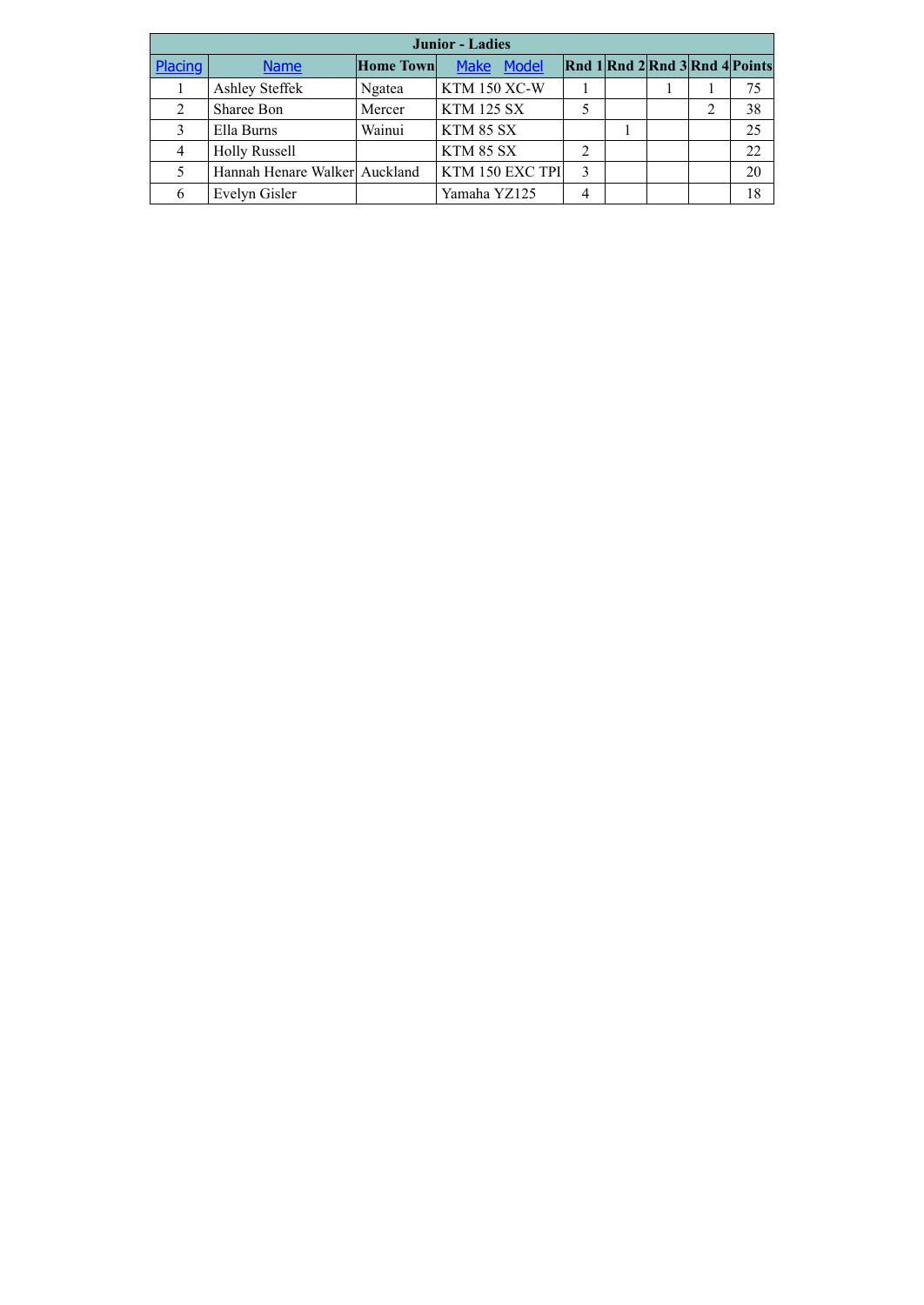| Junior - Ladies | | | | | | | | |
|---|---|---|---|---|---|---|---|---|
| Placing | Name | Home Town | Make Model | Rnd 1 | Rnd 2 | Rnd 3 | Rnd 4 | Points |
| 1 | Ashley Steffek | Ngatea | KTM 150 XC-W | 1 | | 1 | 1 | 75 |
| 2 | Sharee Bon | Mercer | KTM 125 SX | 5 | | | 2 | 38 |
| 3 | Ella Burns | Wainui | KTM 85 SX | | 1 | | | 25 |
| 4 | Holly Russell | | KTM 85 SX | 2 | | | | 22 |
| 5 | Hannah Henare Walker | Auckland | KTM 150 EXC TPI | 3 | | | | 20 |
| 6 | Evelyn Gisler | | Yamaha YZ125 | 4 | | | | 18 |